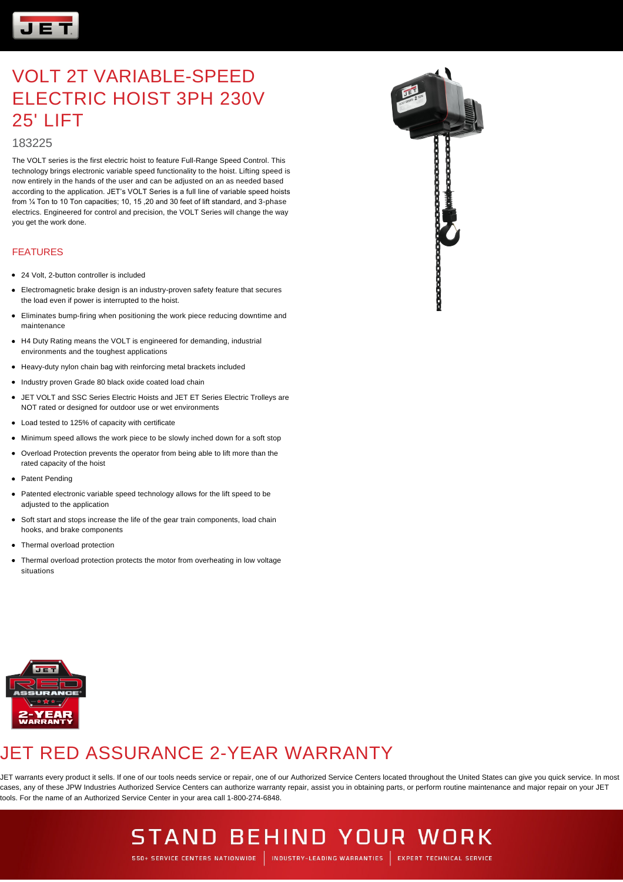# VOLT 2T VARIABLE-SPEED ELECTRIC HOIST 3PH 230V 25' LIFT

183225

The VOLT series is the first electric hoist to feature Full-Range Speed Control. This technology brings electronic variable speed functionality to the hoist. Lifting speed is now entirely in the hands of the user and can be adjusted on an as needed based according to the application. JET's VOLT Series is a full line of variable speed hoists from ¼ Ton to 10 Ton capacities; 10, 15 ,20 and 30 feet of lift standard, and 3-phase electrics. Engineered for control and precision, the VOLT Series will change the way you get the work done.

## FEATURES

- 24 Volt, 2-button controller is included
- Electromagnetic brake design is an industry-proven safety feature that secures the load even if power is interrupted to the hoist.
- Eliminates bump-firing when positioning the work piece reducing downtime and maintenance
- H4 Duty Rating means the VOLT is engineered for demanding, industrial environments and the toughest applications
- Heavy-duty nylon chain bag with reinforcing metal brackets included
- Industry proven Grade 80 black oxide coated load chain
- JET VOLT and SSC Series Electric Hoists and JET ET Series Electric Trolleys are NOT rated or designed for outdoor use or wet environments
- Load tested to 125% of capacity with certificate
- Minimum speed allows the work piece to be slowly inched down for a soft stop
- Overload Protection prevents the operator from being able to lift more than the rated capacity of the hoist
- Patent Pending
- Patented electronic variable speed technology allows for the lift speed to be adjusted to the application
- Soft start and stops increase the life of the gear train components, load chain hooks, and brake components
- Thermal overload protection
- Thermal overload protection protects the motor from overheating in low voltage situations

## JET RED ASSURANCE 2-YEAR WARRANTY

JET warrants every product it sells. If one of our tools needs service or repair, one of our Authorized Service Centers located throughout the United States can give you quick service. In most cases, any of these JPW Industries Authorized Service Centers can authorize warranty repair, assist you in obtaining parts, or perform routine maintenance and major repair on your JET tools. For the name of an Authorized Service Center in your area call 1-800-274-6848.

STAND BEHIND YOUR WORK

550+ SERVICE CENTERS NATIONWIDE | INDUSTRY-LEADING WARRANTIES | EXPERT TECHNICAL SERVICE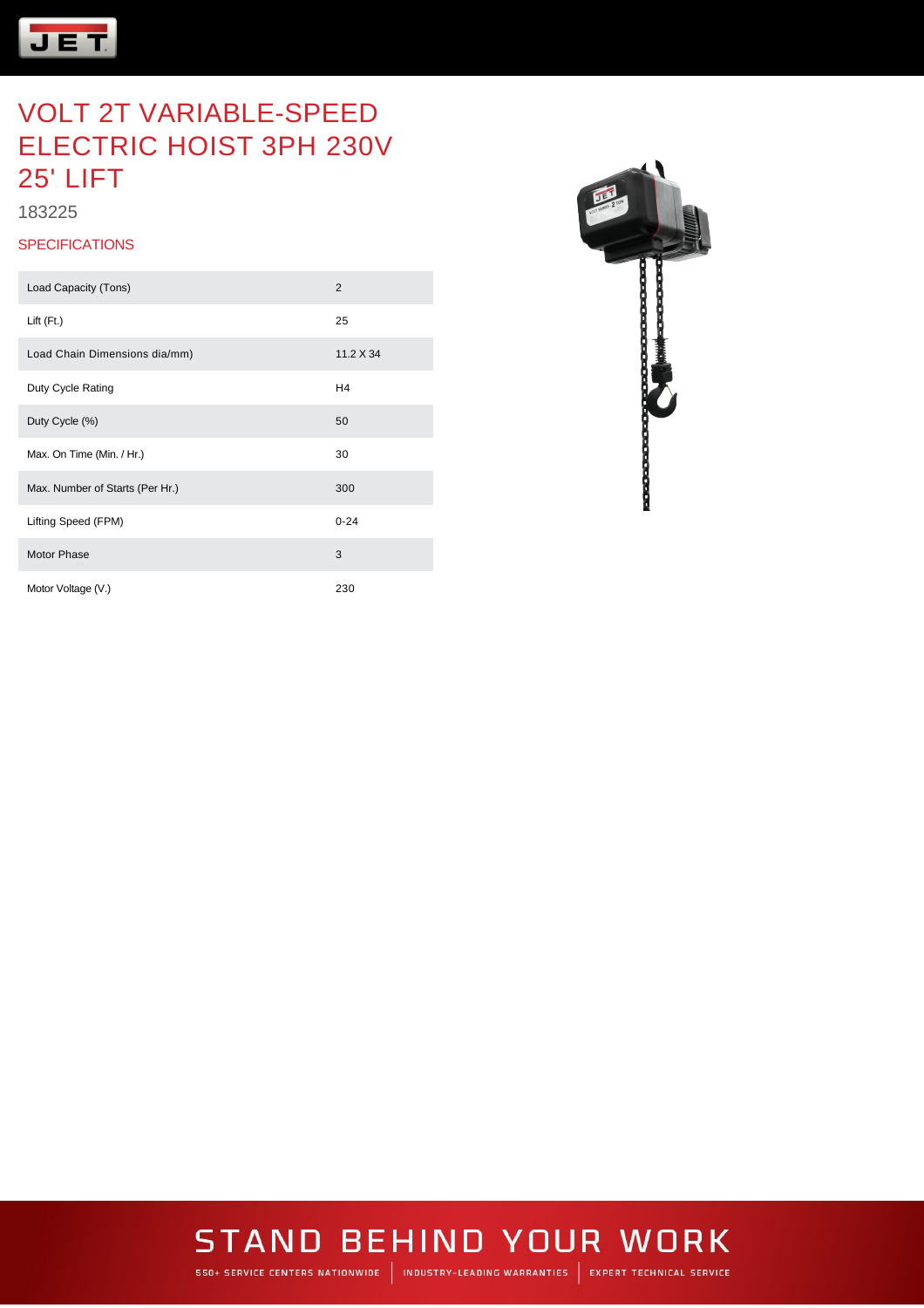# VOLT 2T VARIABLE-SPEED ELECTRIC HOIST 3PH 230V 25' LIFT

183225

## SPECIFICATIONS

| | |
|---|---|
| Load Capacity (Tons) | 2 |
| Lift (Ft.) | 25 |
| Load Chain Dimensions dia/mm) | 11.2 X 34 |
| Duty Cycle Rating | H4 |
| Duty Cycle (%) | 50 |
| Max. On Time (Min. / Hr.) | 30 |
| Max. Number of Starts (Per Hr.) | 300 |
| Lifting Speed (FPM) | 0-24 |
| Motor Phase | 3 |
| Motor Voltage (V.) | 230 |

STAND BEHIND YOUR WORK

550+ SERVICE CENTERS NATIONWIDE | INDUSTRY-LEADING WARRANTIES | EXPERT TECHNICAL SERVICE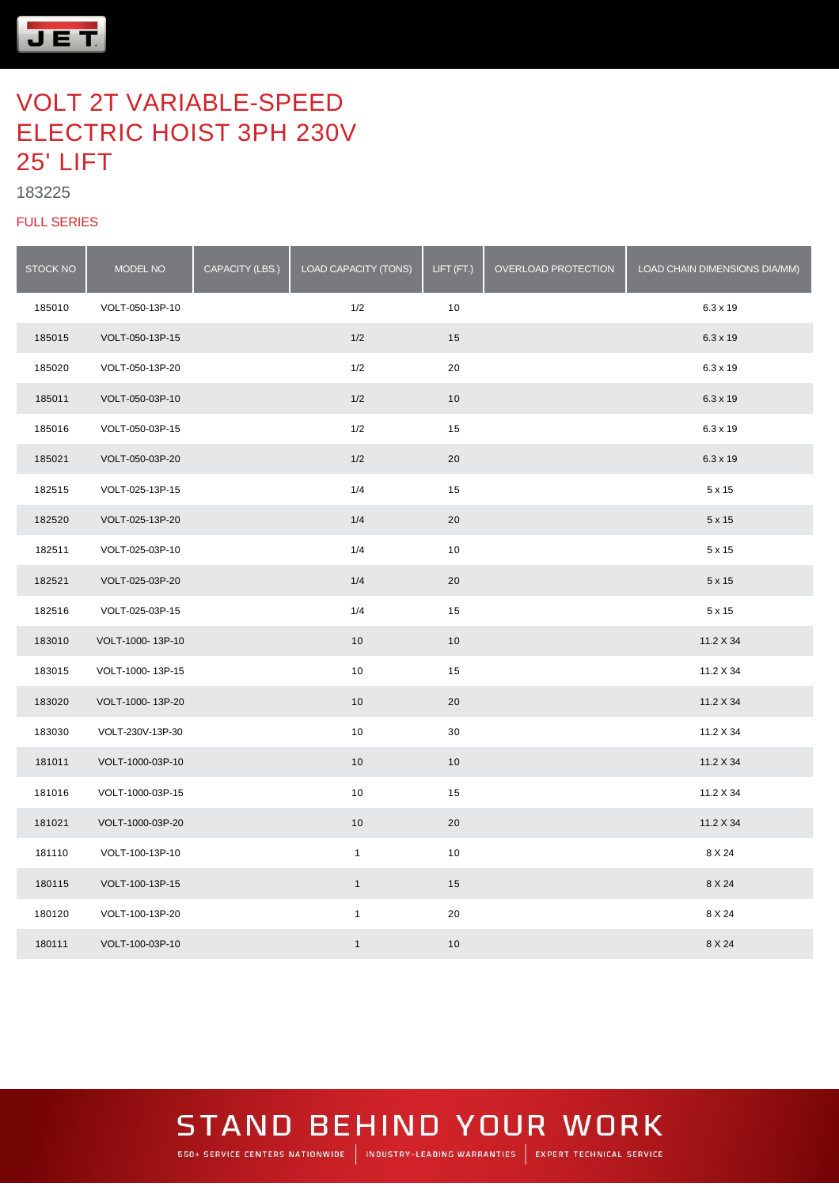# VOLT 2T VARIABLE-SPEED ELECTRIC HOIST 3PH 230V 25' LIFT

183225

FULL SERIES

| STOCK NO | MODEL NO | CAPACITY (LBS.) | LOAD CAPACITY (TONS) | LIFT (FT.) | OVERLOAD PROTECTION | LOAD CHAIN DIMENSIONS DIA/MM) |
|---|---|---|---|---|---|---|
| 185010 | VOLT-050-13P-10 | | 1/2 | 10 | | 6.3 x 19 |
| 185015 | VOLT-050-13P-15 | | 1/2 | 15 | | 6.3 x 19 |
| 185020 | VOLT-050-13P-20 | | 1/2 | 20 | | 6.3 x 19 |
| 185011 | VOLT-050-03P-10 | | 1/2 | 10 | | 6.3 x 19 |
| 185016 | VOLT-050-03P-15 | | 1/2 | 15 | | 6.3 x 19 |
| 185021 | VOLT-050-03P-20 | | 1/2 | 20 | | 6.3 x 19 |
| 182515 | VOLT-025-13P-15 | | 1/4 | 15 | | 5 x 15 |
| 182520 | VOLT-025-13P-20 | | 1/4 | 20 | | 5 x 15 |
| 182511 | VOLT-025-03P-10 | | 1/4 | 10 | | 5 x 15 |
| 182521 | VOLT-025-03P-20 | | 1/4 | 20 | | 5 x 15 |
| 182516 | VOLT-025-03P-15 | | 1/4 | 15 | | 5 x 15 |
| 183010 | VOLT-1000- 13P-10 | | 10 | 10 | | 11.2 X 34 |
| 183015 | VOLT-1000- 13P-15 | | 10 | 15 | | 11.2 X 34 |
| 183020 | VOLT-1000- 13P-20 | | 10 | 20 | | 11.2 X 34 |
| 183030 | VOLT-230V-13P-30 | | 10 | 30 | | 11.2 X 34 |
| 181011 | VOLT-1000-03P-10 | | 10 | 10 | | 11.2 X 34 |
| 181016 | VOLT-1000-03P-15 | | 10 | 15 | | 11.2 X 34 |
| 181021 | VOLT-1000-03P-20 | | 10 | 20 | | 11.2 X 34 |
| 181110 | VOLT-100-13P-10 | | 1 | 10 | | 8 X 24 |
| 180115 | VOLT-100-13P-15 | | 1 | 15 | | 8 X 24 |
| 180120 | VOLT-100-13P-20 | | 1 | 20 | | 8 X 24 |
| 180111 | VOLT-100-03P-10 | | 1 | 10 | | 8 X 24 |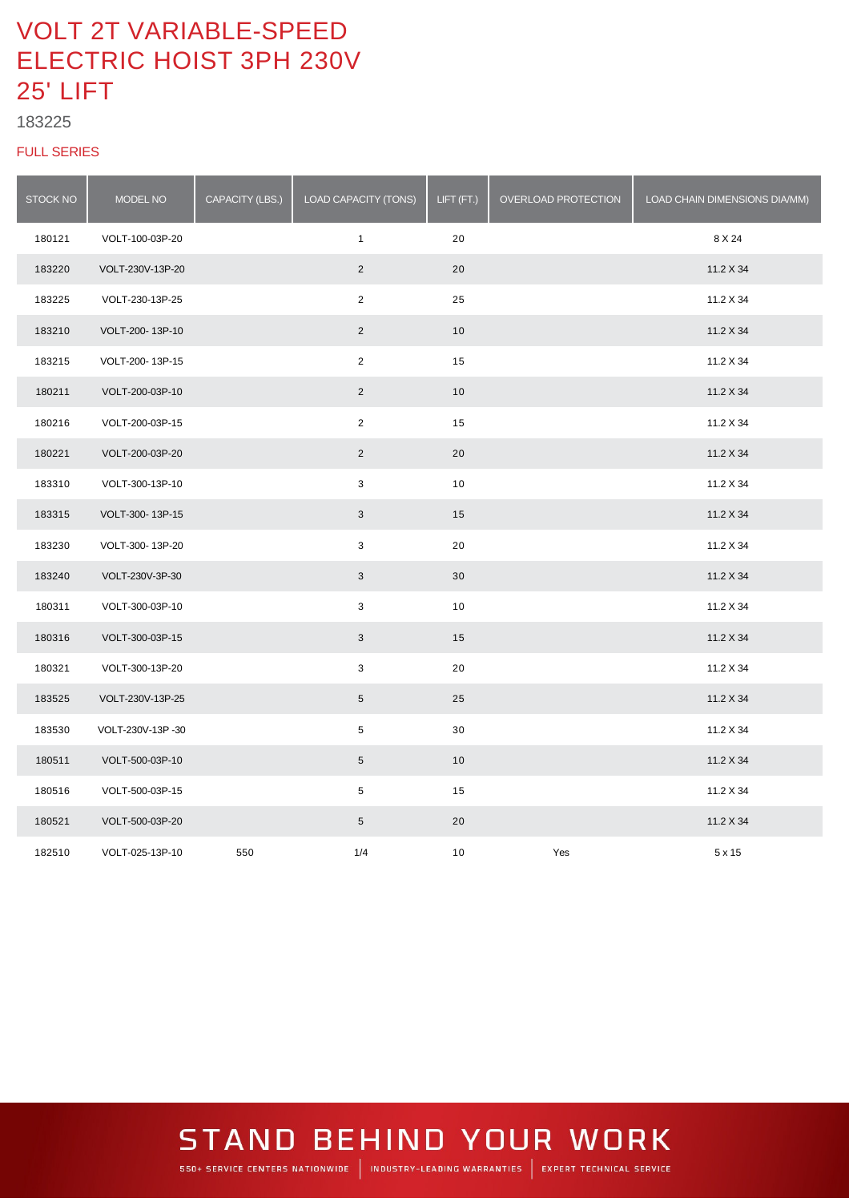# VOLT 2T VARIABLE-SPEED ELECTRIC HOIST 3PH 230V 25' LIFT

183225

FULL SERIES

| STOCK NO | MODEL NO | CAPACITY (LBS.) | LOAD CAPACITY (TONS) | LIFT (FT.) | OVERLOAD PROTECTION | LOAD CHAIN DIMENSIONS DIA/MM) |
|---|---|---|---|---|---|---|
| 180121 | VOLT-100-03P-20 | | 1 | 20 | | 8 X 24 |
| 183220 | VOLT-230V-13P-20 | | 2 | 20 | | 11.2 X 34 |
| 183225 | VOLT-230-13P-25 | | 2 | 25 | | 11.2 X 34 |
| 183210 | VOLT-200- 13P-10 | | 2 | 10 | | 11.2 X 34 |
| 183215 | VOLT-200- 13P-15 | | 2 | 15 | | 11.2 X 34 |
| 180211 | VOLT-200-03P-10 | | 2 | 10 | | 11.2 X 34 |
| 180216 | VOLT-200-03P-15 | | 2 | 15 | | 11.2 X 34 |
| 180221 | VOLT-200-03P-20 | | 2 | 20 | | 11.2 X 34 |
| 183310 | VOLT-300-13P-10 | | 3 | 10 | | 11.2 X 34 |
| 183315 | VOLT-300- 13P-15 | | 3 | 15 | | 11.2 X 34 |
| 183230 | VOLT-300- 13P-20 | | 3 | 20 | | 11.2 X 34 |
| 183240 | VOLT-230V-3P-30 | | 3 | 30 | | 11.2 X 34 |
| 180311 | VOLT-300-03P-10 | | 3 | 10 | | 11.2 X 34 |
| 180316 | VOLT-300-03P-15 | | 3 | 15 | | 11.2 X 34 |
| 180321 | VOLT-300-13P-20 | | 3 | 20 | | 11.2 X 34 |
| 183525 | VOLT-230V-13P-25 | | 5 | 25 | | 11.2 X 34 |
| 183530 | VOLT-230V-13P -30 | | 5 | 30 | | 11.2 X 34 |
| 180511 | VOLT-500-03P-10 | | 5 | 10 | | 11.2 X 34 |
| 180516 | VOLT-500-03P-15 | | 5 | 15 | | 11.2 X 34 |
| 180521 | VOLT-500-03P-20 | | 5 | 20 | | 11.2 X 34 |
| 182510 | VOLT-025-13P-10 | 550 | 1/4 | 10 | Yes | 5 x 15 |

STAND BEHIND YOUR WORK

550+ SERVICE CENTERS NATIONWIDE | INDUSTRY-LEADING WARRANTIES | EXPERT TECHNICAL SERVICE